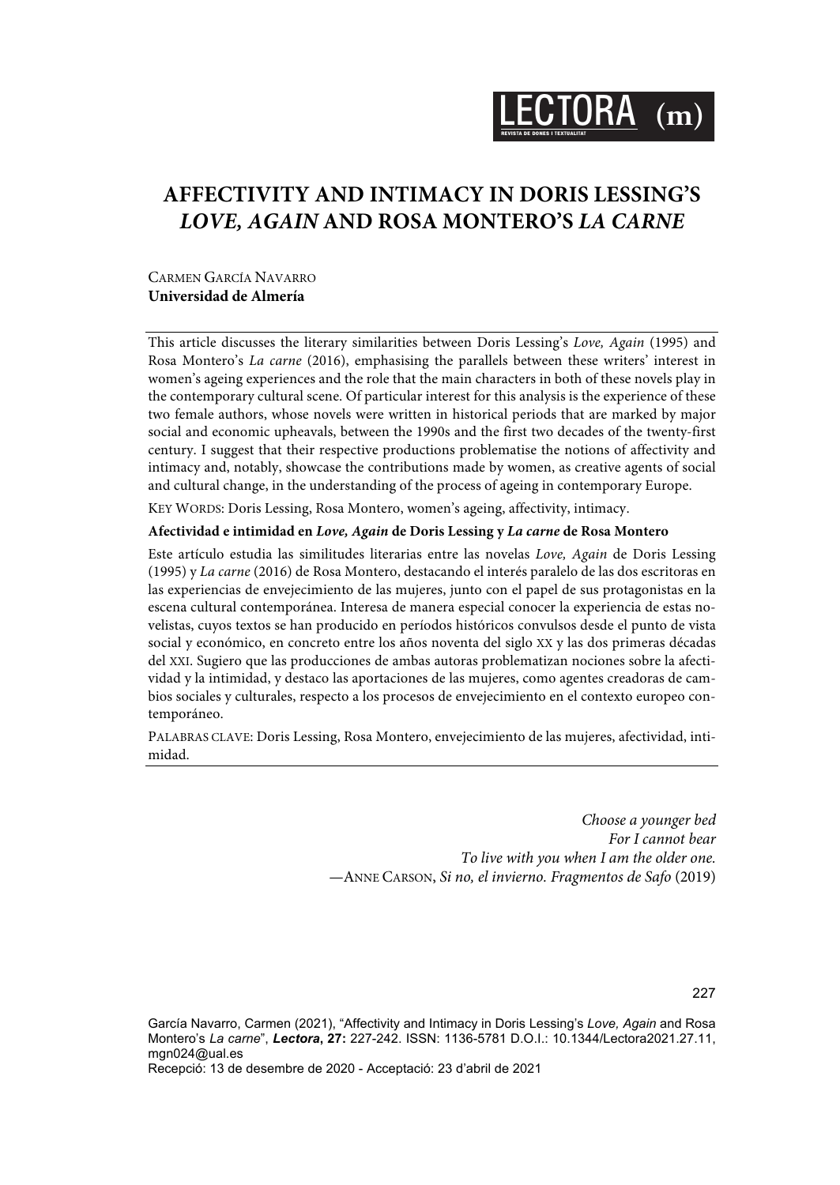# AFFECTIVITY AND INTIMACY IN DORIS LESSING'S *LOVE, AGAIN* AND ROSA MONTERO'S *LA CARNE*

CARMEN GARCÍA NAVARRO
**Universidad de Almería**

This article discusses the literary similarities between Doris Lessing's *Love, Again* (1995) and Rosa Montero's *La carne* (2016), emphasising the parallels between these writers' interest in women's ageing experiences and the role that the main characters in both of these novels play in the contemporary cultural scene. Of particular interest for this analysis is the experience of these two female authors, whose novels were written in historical periods that are marked by major social and economic upheavals, between the 1990s and the first two decades of the twenty-first century. I suggest that their respective productions problematise the notions of affectivity and intimacy and, notably, showcase the contributions made by women, as creative agents of social and cultural change, in the understanding of the process of ageing in contemporary Europe.

KEY WORDS: Doris Lessing, Rosa Montero, women's ageing, affectivity, intimacy.

**Afectividad e intimidad en *Love, Again* de Doris Lessing y *La carne* de Rosa Montero**

Este artículo estudia las similitudes literarias entre las novelas *Love, Again* de Doris Lessing (1995) y *La carne* (2016) de Rosa Montero, destacando el interés paralelo de las dos escritoras en las experiencias de envejecimiento de las mujeres, junto con el papel de sus protagonistas en la escena cultural contemporánea. Interesa de manera especial conocer la experiencia de estas novelistas, cuyos textos se han producido en períodos históricos convulsos desde el punto de vista social y económico, en concreto entre los años noventa del siglo XX y las dos primeras décadas del XXI. Sugiero que las producciones de ambas autoras problematizan nociones sobre la afectividad y la intimidad, y destaco las aportaciones de las mujeres, como agentes creadoras de cambios sociales y culturales, respecto a los procesos de envejecimiento en el contexto europeo contemporáneo.

PALABRAS CLAVE: Doris Lessing, Rosa Montero, envejecimiento de las mujeres, afectividad, intimidad.

> *Choose a younger bed*
> *For I cannot bear*
> *To live with you when I am the older one.*
> —ANNE CARSON, *Si no, el invierno. Fragmentos de Safo* (2019)

García Navarro, Carmen (2021), "Affectivity and Intimacy in Doris Lessing's *Love, Again* and Rosa Montero's *La carne*", ***Lectora*, 27:** 227-242. ISSN: 1136-5781 D.O.I.: 10.1344/Lectora2021.27.11, mgn024@ual.es
Recepció: 13 de desembre de 2020 - Acceptació: 23 d'abril de 2021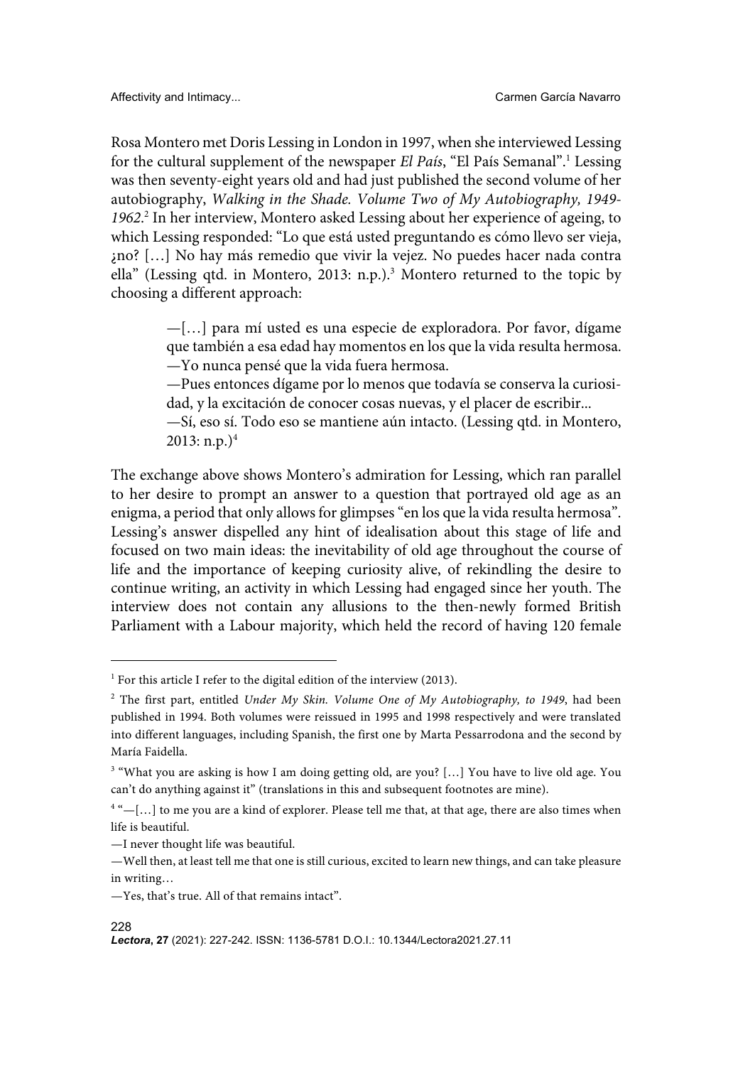Rosa Montero met Doris Lessing in London in 1997, when she interviewed Lessing for the cultural supplement of the newspaper *El País*, "El País Semanal".[1] Lessing was then seventy-eight years old and had just published the second volume of her autobiography, *Walking in the Shade. Volume Two of My Autobiography, 1949-1962*.[2] In her interview, Montero asked Lessing about her experience of ageing, to which Lessing responded: "Lo que está usted preguntando es cómo llevo ser vieja, ¿no? […] No hay más remedio que vivir la vejez. No puedes hacer nada contra ella" (Lessing qtd. in Montero, 2013: n.p.).[3] Montero returned to the topic by choosing a different approach:

> —[…] para mí usted es una especie de exploradora. Por favor, dígame que también a esa edad hay momentos en los que la vida resulta hermosa.
> —Yo nunca pensé que la vida fuera hermosa.
> —Pues entonces dígame por lo menos que todavía se conserva la curiosidad, y la excitación de conocer cosas nuevas, y el placer de escribir...
> —Sí, eso sí. Todo eso se mantiene aún intacto. (Lessing qtd. in Montero, 2013: n.p.)[4]

The exchange above shows Montero's admiration for Lessing, which ran parallel to her desire to prompt an answer to a question that portrayed old age as an enigma, a period that only allows for glimpses "en los que la vida resulta hermosa". Lessing's answer dispelled any hint of idealisation about this stage of life and focused on two main ideas: the inevitability of old age throughout the course of life and the importance of keeping curiosity alive, of rekindling the desire to continue writing, an activity in which Lessing had engaged since her youth. The interview does not contain any allusions to the then-newly formed British Parliament with a Labour majority, which held the record of having 120 female

---

[1] For this article I refer to the digital edition of the interview (2013).

[2] The first part, entitled *Under My Skin. Volume One of My Autobiography, to 1949*, had been published in 1994. Both volumes were reissued in 1995 and 1998 respectively and were translated into different languages, including Spanish, the first one by Marta Pessarrodona and the second by María Faidella.

[3] "What you are asking is how I am doing getting old, are you? […] You have to live old age. You can't do anything against it" (translations in this and subsequent footnotes are mine).

[4] "—[…] to me you are a kind of explorer. Please tell me that, at that age, there are also times when life is beautiful.
—I never thought life was beautiful.
—Well then, at least tell me that one is still curious, excited to learn new things, and can take pleasure in writing…
—Yes, that's true. All of that remains intact".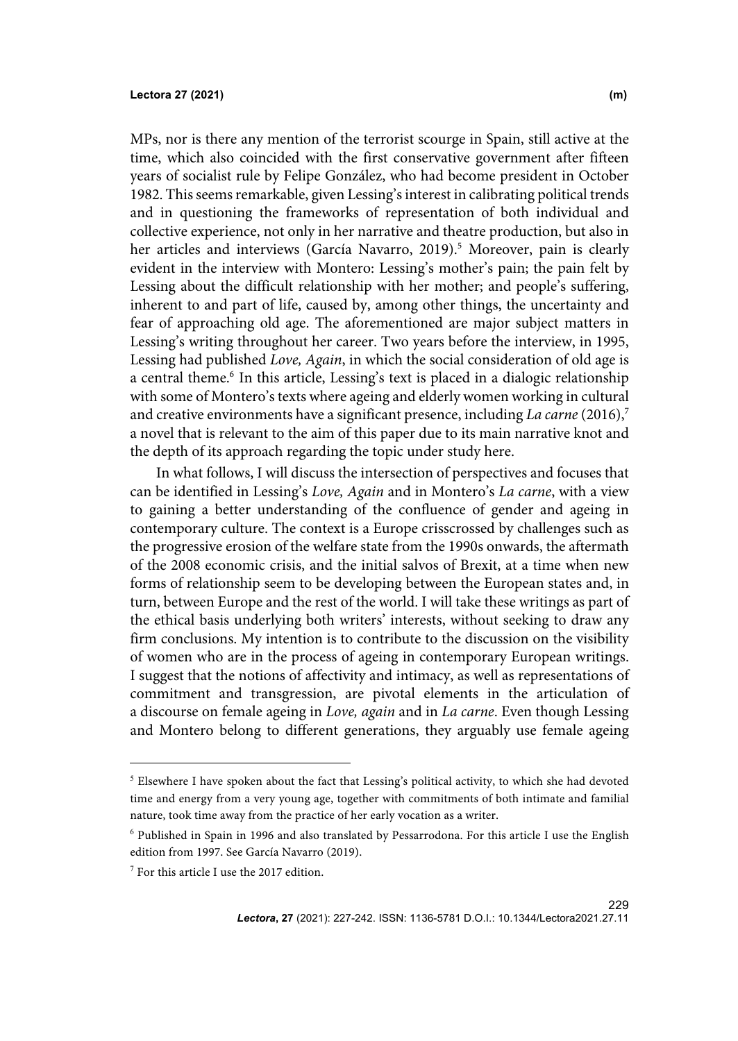MPs, nor is there any mention of the terrorist scourge in Spain, still active at the time, which also coincided with the first conservative government after fifteen years of socialist rule by Felipe González, who had become president in October 1982. This seems remarkable, given Lessing's interest in calibrating political trends and in questioning the frameworks of representation of both individual and collective experience, not only in her narrative and theatre production, but also in her articles and interviews (García Navarro, 2019).[5] Moreover, pain is clearly evident in the interview with Montero: Lessing's mother's pain; the pain felt by Lessing about the difficult relationship with her mother; and people's suffering, inherent to and part of life, caused by, among other things, the uncertainty and fear of approaching old age. The aforementioned are major subject matters in Lessing's writing throughout her career. Two years before the interview, in 1995, Lessing had published *Love, Again*, in which the social consideration of old age is a central theme.[6] In this article, Lessing's text is placed in a dialogic relationship with some of Montero's texts where ageing and elderly women working in cultural and creative environments have a significant presence, including *La carne* (2016),[7] a novel that is relevant to the aim of this paper due to its main narrative knot and the depth of its approach regarding the topic under study here.

In what follows, I will discuss the intersection of perspectives and focuses that can be identified in Lessing's *Love, Again* and in Montero's *La carne*, with a view to gaining a better understanding of the confluence of gender and ageing in contemporary culture. The context is a Europe crisscrossed by challenges such as the progressive erosion of the welfare state from the 1990s onwards, the aftermath of the 2008 economic crisis, and the initial salvos of Brexit, at a time when new forms of relationship seem to be developing between the European states and, in turn, between Europe and the rest of the world. I will take these writings as part of the ethical basis underlying both writers' interests, without seeking to draw any firm conclusions. My intention is to contribute to the discussion on the visibility of women who are in the process of ageing in contemporary European writings. I suggest that the notions of affectivity and intimacy, as well as representations of commitment and transgression, are pivotal elements in the articulation of a discourse on female ageing in *Love, again* and in *La carne*. Even though Lessing and Montero belong to different generations, they arguably use female ageing

---

[5] Elsewhere I have spoken about the fact that Lessing's political activity, to which she had devoted time and energy from a very young age, together with commitments of both intimate and familial nature, took time away from the practice of her early vocation as a writer.

[6] Published in Spain in 1996 and also translated by Pessarrodona. For this article I use the English edition from 1997. See García Navarro (2019).

[7] For this article I use the 2017 edition.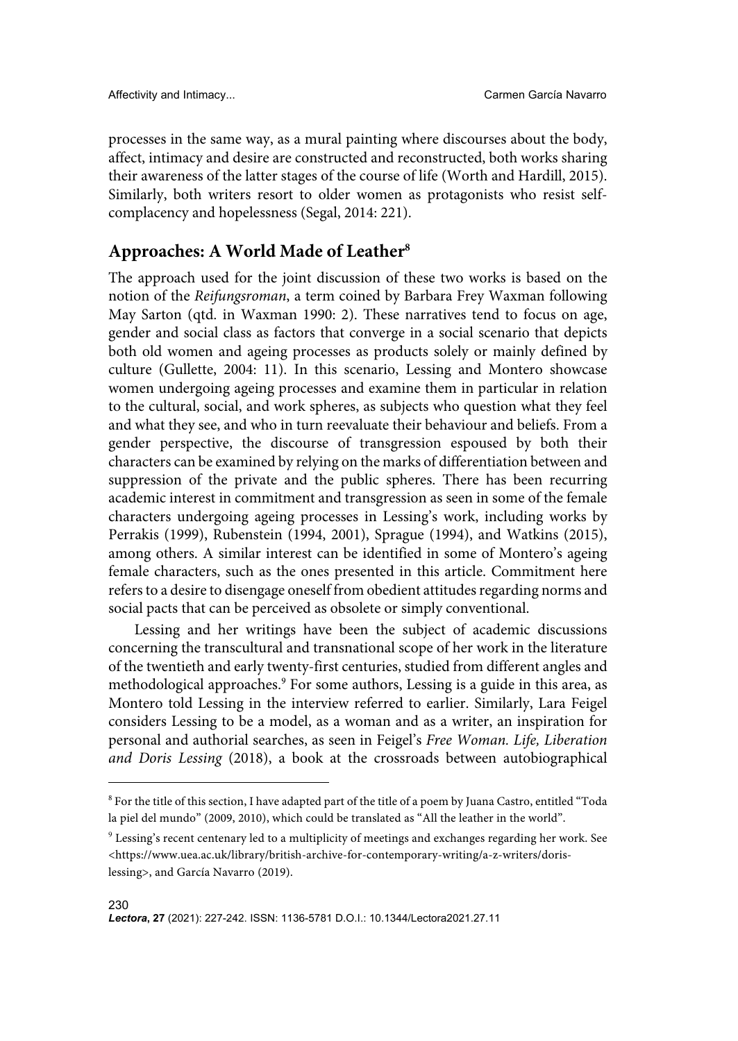processes in the same way, as a mural painting where discourses about the body, affect, intimacy and desire are constructed and reconstructed, both works sharing their awareness of the latter stages of the course of life (Worth and Hardill, 2015). Similarly, both writers resort to older women as protagonists who resist self-complacency and hopelessness (Segal, 2014: 221).

## Approaches: A World Made of Leather[8]

The approach used for the joint discussion of these two works is based on the notion of the *Reifungsroman*, a term coined by Barbara Frey Waxman following May Sarton (qtd. in Waxman 1990: 2). These narratives tend to focus on age, gender and social class as factors that converge in a social scenario that depicts both old women and ageing processes as products solely or mainly defined by culture (Gullette, 2004: 11). In this scenario, Lessing and Montero showcase women undergoing ageing processes and examine them in particular in relation to the cultural, social, and work spheres, as subjects who question what they feel and what they see, and who in turn reevaluate their behaviour and beliefs. From a gender perspective, the discourse of transgression espoused by both their characters can be examined by relying on the marks of differentiation between and suppression of the private and the public spheres. There has been recurring academic interest in commitment and transgression as seen in some of the female characters undergoing ageing processes in Lessing's work, including works by Perrakis (1999), Rubenstein (1994, 2001), Sprague (1994), and Watkins (2015), among others. A similar interest can be identified in some of Montero's ageing female characters, such as the ones presented in this article. Commitment here refers to a desire to disengage oneself from obedient attitudes regarding norms and social pacts that can be perceived as obsolete or simply conventional.

Lessing and her writings have been the subject of academic discussions concerning the transcultural and transnational scope of her work in the literature of the twentieth and early twenty-first centuries, studied from different angles and methodological approaches.[9] For some authors, Lessing is a guide in this area, as Montero told Lessing in the interview referred to earlier. Similarly, Lara Feigel considers Lessing to be a model, as a woman and as a writer, an inspiration for personal and authorial searches, as seen in Feigel's *Free Woman. Life, Liberation and Doris Lessing* (2018), a book at the crossroads between autobiographical

---

[8] For the title of this section, I have adapted part of the title of a poem by Juana Castro, entitled "Toda la piel del mundo" (2009, 2010), which could be translated as "All the leather in the world".

[9] Lessing's recent centenary led to a multiplicity of meetings and exchanges regarding her work. See <https://www.uea.ac.uk/library/british-archive-for-contemporary-writing/a-z-writers/doris-lessing>, and García Navarro (2019).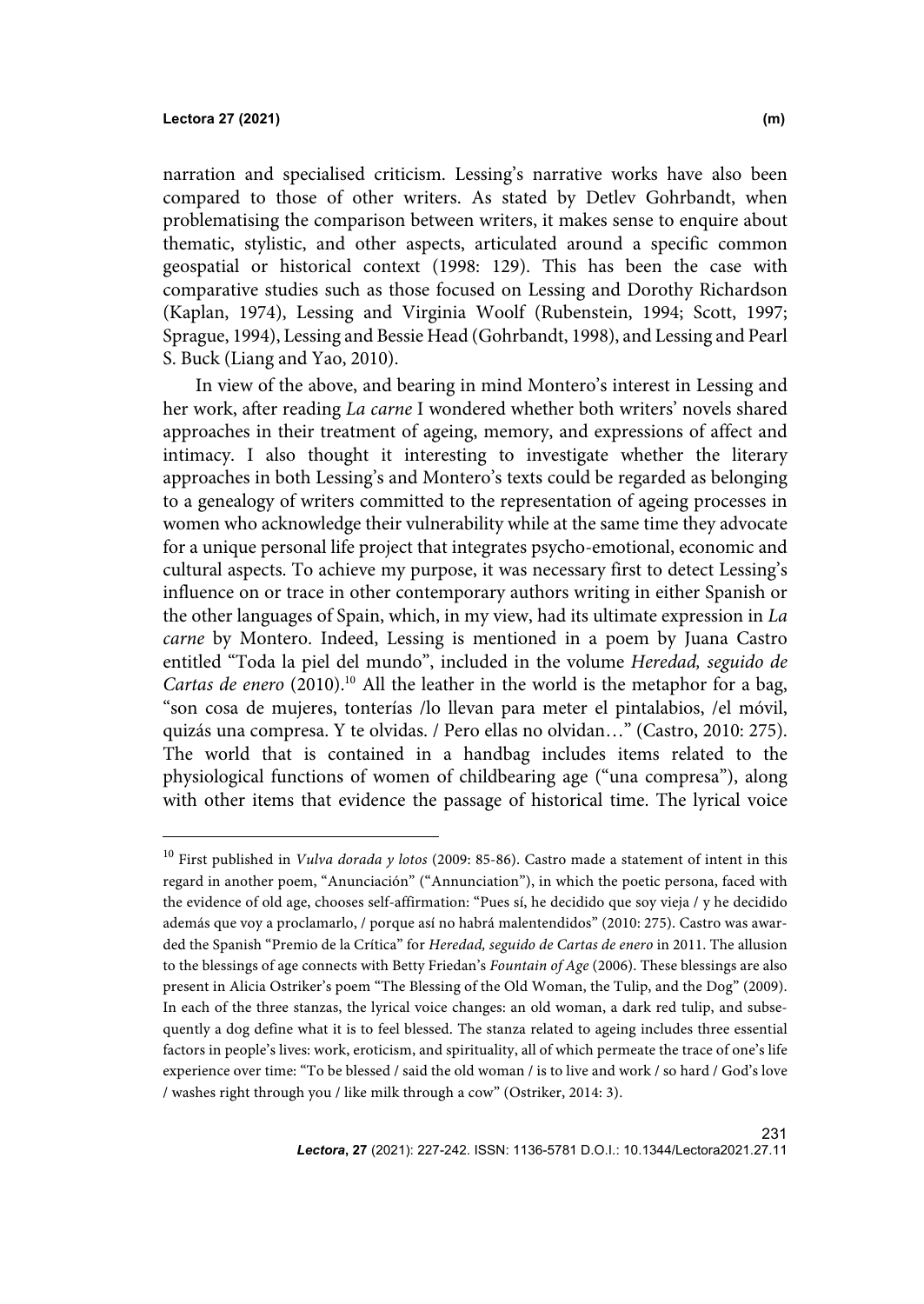narration and specialised criticism. Lessing's narrative works have also been compared to those of other writers. As stated by Detlev Gohrbandt, when problematising the comparison between writers, it makes sense to enquire about thematic, stylistic, and other aspects, articulated around a specific common geospatial or historical context (1998: 129). This has been the case with comparative studies such as those focused on Lessing and Dorothy Richardson (Kaplan, 1974), Lessing and Virginia Woolf (Rubenstein, 1994; Scott, 1997; Sprague, 1994), Lessing and Bessie Head (Gohrbandt, 1998), and Lessing and Pearl S. Buck (Liang and Yao, 2010).

In view of the above, and bearing in mind Montero's interest in Lessing and her work, after reading *La carne* I wondered whether both writers' novels shared approaches in their treatment of ageing, memory, and expressions of affect and intimacy. I also thought it interesting to investigate whether the literary approaches in both Lessing's and Montero's texts could be regarded as belonging to a genealogy of writers committed to the representation of ageing processes in women who acknowledge their vulnerability while at the same time they advocate for a unique personal life project that integrates psycho-emotional, economic and cultural aspects. To achieve my purpose, it was necessary first to detect Lessing's influence on or trace in other contemporary authors writing in either Spanish or the other languages of Spain, which, in my view, had its ultimate expression in *La carne* by Montero. Indeed, Lessing is mentioned in a poem by Juana Castro entitled "Toda la piel del mundo", included in the volume *Heredad, seguido de Cartas de enero* (2010).[10] All the leather in the world is the metaphor for a bag, "son cosa de mujeres, tonterías /lo llevan para meter el pintalabios, /el móvil, quizás una compresa. Y te olvidas. / Pero ellas no olvidan…" (Castro, 2010: 275). The world that is contained in a handbag includes items related to the physiological functions of women of childbearing age ("una compresa"), along with other items that evidence the passage of historical time. The lyrical voice

[10] First published in *Vulva dorada y lotos* (2009: 85-86). Castro made a statement of intent in this regard in another poem, "Anunciación" ("Annunciation"), in which the poetic persona, faced with the evidence of old age, chooses self-affirmation: "Pues sí, he decidido que soy vieja / y he decidido además que voy a proclamarlo, / porque así no habrá malentendidos" (2010: 275). Castro was awarded the Spanish "Premio de la Crítica" for *Heredad, seguido de Cartas de enero* in 2011. The allusion to the blessings of age connects with Betty Friedan's *Fountain of Age* (2006). These blessings are also present in Alicia Ostriker's poem "The Blessing of the Old Woman, the Tulip, and the Dog" (2009). In each of the three stanzas, the lyrical voice changes: an old woman, a dark red tulip, and subsequently a dog define what it is to feel blessed. The stanza related to ageing includes three essential factors in people's lives: work, eroticism, and spirituality, all of which permeate the trace of one's life experience over time: "To be blessed / said the old woman / is to live and work / so hard / God's love / washes right through you / like milk through a cow" (Ostriker, 2014: 3).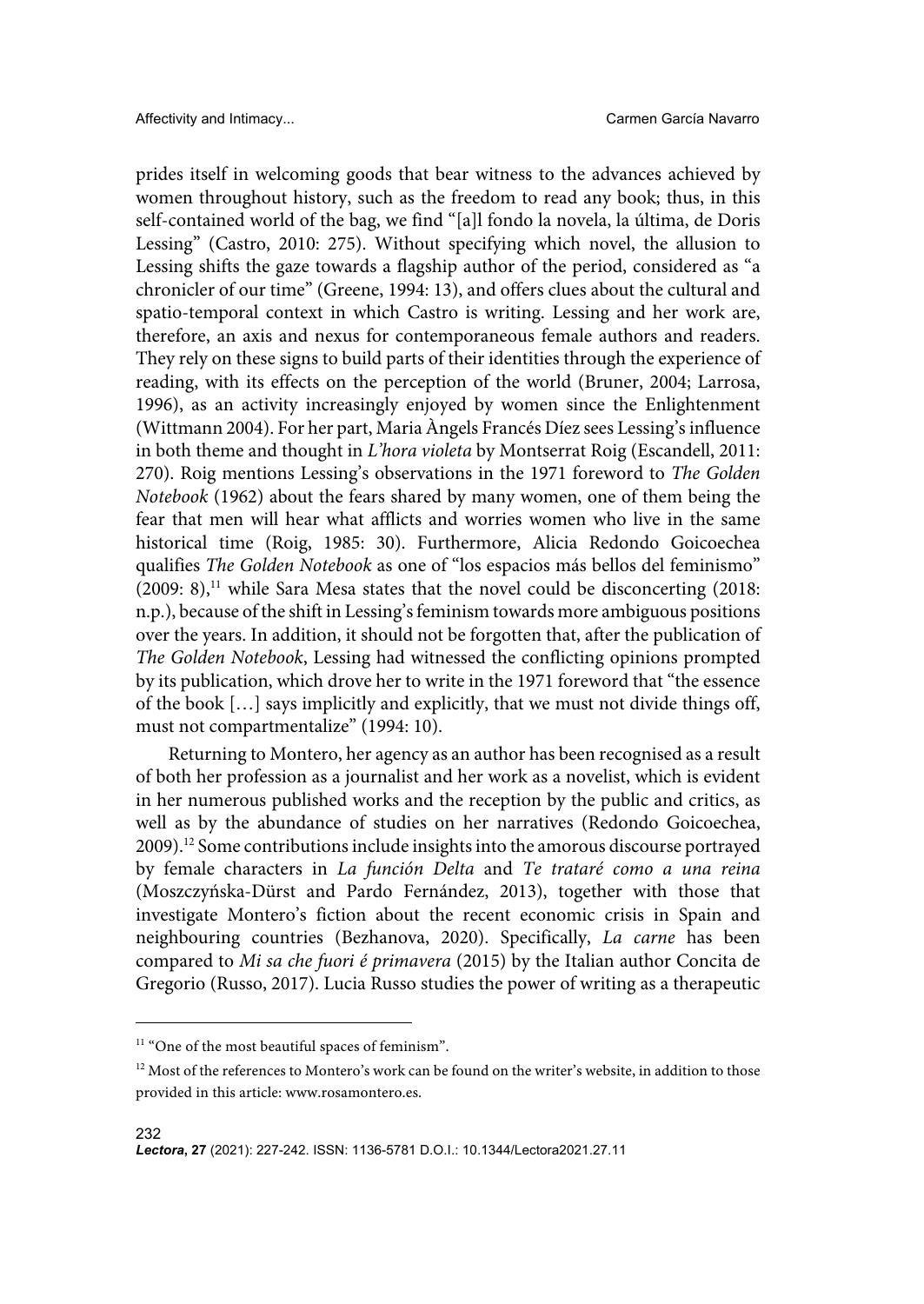prides itself in welcoming goods that bear witness to the advances achieved by women throughout history, such as the freedom to read any book; thus, in this self-contained world of the bag, we find "[a]l fondo la novela, la última, de Doris Lessing" (Castro, 2010: 275). Without specifying which novel, the allusion to Lessing shifts the gaze towards a flagship author of the period, considered as "a chronicler of our time" (Greene, 1994: 13), and offers clues about the cultural and spatio-temporal context in which Castro is writing. Lessing and her work are, therefore, an axis and nexus for contemporaneous female authors and readers. They rely on these signs to build parts of their identities through the experience of reading, with its effects on the perception of the world (Bruner, 2004; Larrosa, 1996), as an activity increasingly enjoyed by women since the Enlightenment (Wittmann 2004). For her part, Maria Àngels Francés Díez sees Lessing's influence in both theme and thought in *L'hora violeta* by Montserrat Roig (Escandell, 2011: 270). Roig mentions Lessing's observations in the 1971 foreword to *The Golden Notebook* (1962) about the fears shared by many women, one of them being the fear that men will hear what afflicts and worries women who live in the same historical time (Roig, 1985: 30). Furthermore, Alicia Redondo Goicoechea qualifies *The Golden Notebook* as one of "los espacios más bellos del feminismo" (2009: 8),[11] while Sara Mesa states that the novel could be disconcerting (2018: n.p.), because of the shift in Lessing's feminism towards more ambiguous positions over the years. In addition, it should not be forgotten that, after the publication of *The Golden Notebook*, Lessing had witnessed the conflicting opinions prompted by its publication, which drove her to write in the 1971 foreword that "the essence of the book […] says implicitly and explicitly, that we must not divide things off, must not compartmentalize" (1994: 10).

Returning to Montero, her agency as an author has been recognised as a result of both her profession as a journalist and her work as a novelist, which is evident in her numerous published works and the reception by the public and critics, as well as by the abundance of studies on her narratives (Redondo Goicoechea, 2009).[12] Some contributions include insights into the amorous discourse portrayed by female characters in *La función Delta* and *Te trataré como a una reina* (Moszczyńska-Dürst and Pardo Fernández, 2013), together with those that investigate Montero's fiction about the recent economic crisis in Spain and neighbouring countries (Bezhanova, 2020). Specifically, *La carne* has been compared to *Mi sa che fuori é primavera* (2015) by the Italian author Concita de Gregorio (Russo, 2017). Lucia Russo studies the power of writing as a therapeutic

---

[11] "One of the most beautiful spaces of feminism".

[12] Most of the references to Montero's work can be found on the writer's website, in addition to those provided in this article: www.rosamontero.es.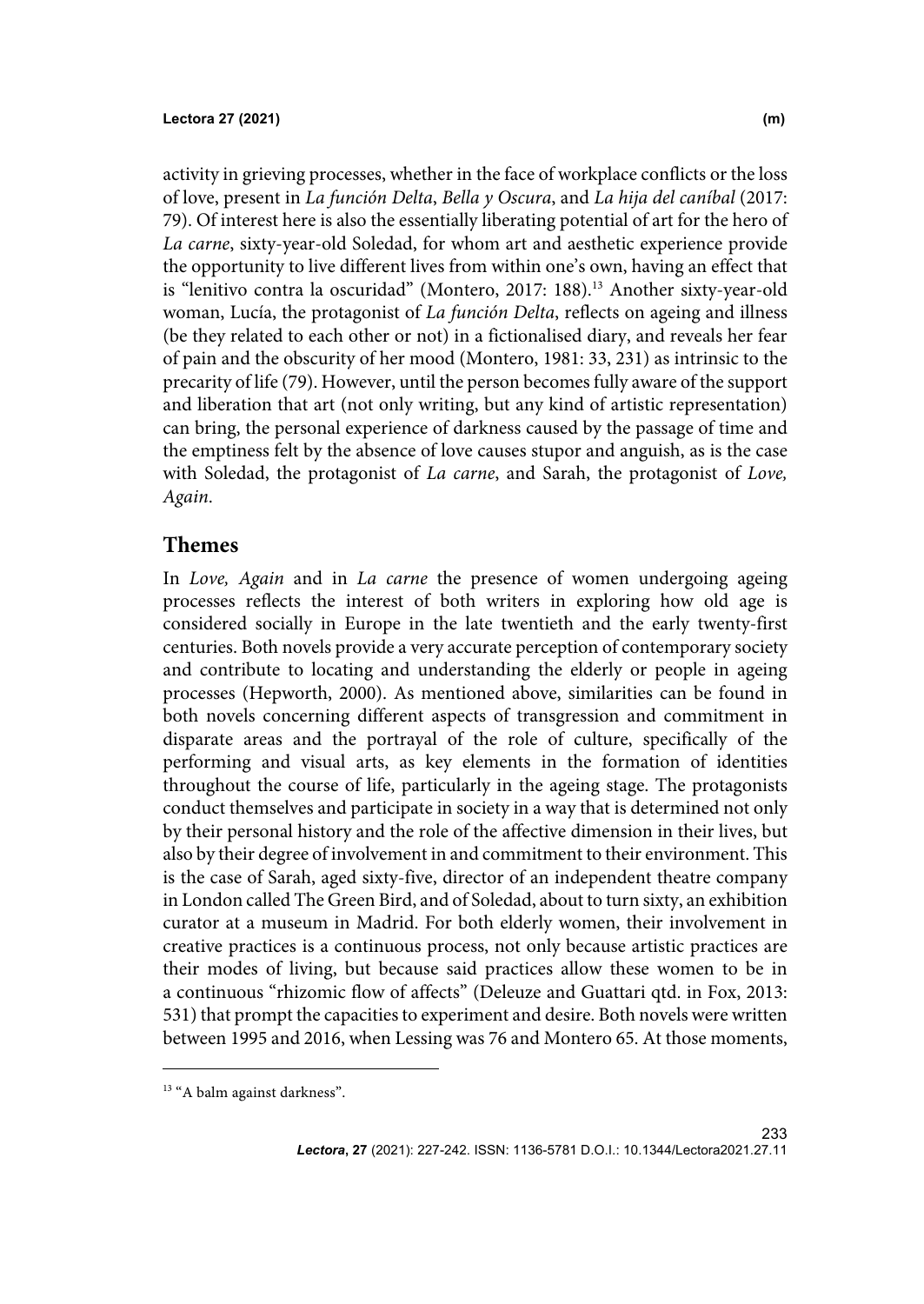activity in grieving processes, whether in the face of workplace conflicts or the loss of love, present in *La función Delta*, *Bella y Oscura*, and *La hija del caníbal* (2017: 79). Of interest here is also the essentially liberating potential of art for the hero of *La carne*, sixty-year-old Soledad, for whom art and aesthetic experience provide the opportunity to live different lives from within one's own, having an effect that is "lenitivo contra la oscuridad" (Montero, 2017: 188).[13] Another sixty-year-old woman, Lucía, the protagonist of *La función Delta*, reflects on ageing and illness (be they related to each other or not) in a fictionalised diary, and reveals her fear of pain and the obscurity of her mood (Montero, 1981: 33, 231) as intrinsic to the precarity of life (79). However, until the person becomes fully aware of the support and liberation that art (not only writing, but any kind of artistic representation) can bring, the personal experience of darkness caused by the passage of time and the emptiness felt by the absence of love causes stupor and anguish, as is the case with Soledad, the protagonist of *La carne*, and Sarah, the protagonist of *Love, Again*.

## Themes

In *Love, Again* and in *La carne* the presence of women undergoing ageing processes reflects the interest of both writers in exploring how old age is considered socially in Europe in the late twentieth and the early twenty-first centuries. Both novels provide a very accurate perception of contemporary society and contribute to locating and understanding the elderly or people in ageing processes (Hepworth, 2000). As mentioned above, similarities can be found in both novels concerning different aspects of transgression and commitment in disparate areas and the portrayal of the role of culture, specifically of the performing and visual arts, as key elements in the formation of identities throughout the course of life, particularly in the ageing stage. The protagonists conduct themselves and participate in society in a way that is determined not only by their personal history and the role of the affective dimension in their lives, but also by their degree of involvement in and commitment to their environment. This is the case of Sarah, aged sixty-five, director of an independent theatre company in London called The Green Bird, and of Soledad, about to turn sixty, an exhibition curator at a museum in Madrid. For both elderly women, their involvement in creative practices is a continuous process, not only because artistic practices are their modes of living, but because said practices allow these women to be in a continuous "rhizomic flow of affects" (Deleuze and Guattari qtd. in Fox, 2013: 531) that prompt the capacities to experiment and desire. Both novels were written between 1995 and 2016, when Lessing was 76 and Montero 65. At those moments,

---

[13] "A balm against darkness".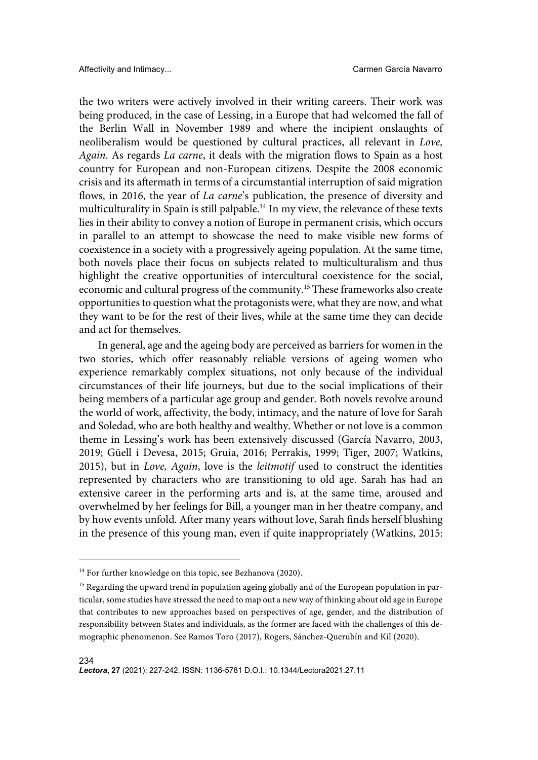the two writers were actively involved in their writing careers. Their work was being produced, in the case of Lessing, in a Europe that had welcomed the fall of the Berlin Wall in November 1989 and where the incipient onslaughts of neoliberalism would be questioned by cultural practices, all relevant in *Love, Again*. As regards *La carne*, it deals with the migration flows to Spain as a host country for European and non-European citizens. Despite the 2008 economic crisis and its aftermath in terms of a circumstantial interruption of said migration flows, in 2016, the year of *La carne*'s publication, the presence of diversity and multiculturality in Spain is still palpable.[14] In my view, the relevance of these texts lies in their ability to convey a notion of Europe in permanent crisis, which occurs in parallel to an attempt to showcase the need to make visible new forms of coexistence in a society with a progressively ageing population. At the same time, both novels place their focus on subjects related to multiculturalism and thus highlight the creative opportunities of intercultural coexistence for the social, economic and cultural progress of the community.[15] These frameworks also create opportunities to question what the protagonists were, what they are now, and what they want to be for the rest of their lives, while at the same time they can decide and act for themselves.

In general, age and the ageing body are perceived as barriers for women in the two stories, which offer reasonably reliable versions of ageing women who experience remarkably complex situations, not only because of the individual circumstances of their life journeys, but due to the social implications of their being members of a particular age group and gender. Both novels revolve around the world of work, affectivity, the body, intimacy, and the nature of love for Sarah and Soledad, who are both healthy and wealthy. Whether or not love is a common theme in Lessing's work has been extensively discussed (García Navarro, 2003, 2019; Güell i Devesa, 2015; Gruia, 2016; Perrakis, 1999; Tiger, 2007; Watkins, 2015), but in *Love, Again*, love is the *leitmotif* used to construct the identities represented by characters who are transitioning to old age. Sarah has had an extensive career in the performing arts and is, at the same time, aroused and overwhelmed by her feelings for Bill, a younger man in her theatre company, and by how events unfold. After many years without love, Sarah finds herself blushing in the presence of this young man, even if quite inappropriately (Watkins, 2015:

---

[14] For further knowledge on this topic, see Bezhanova (2020).

[15] Regarding the upward trend in population ageing globally and of the European population in particular, some studies have stressed the need to map out a new way of thinking about old age in Europe that contributes to new approaches based on perspectives of age, gender, and the distribution of responsibility between States and individuals, as the former are faced with the challenges of this demographic phenomenon. See Ramos Toro (2017), Rogers, Sánchez-Querubín and Kil (2020).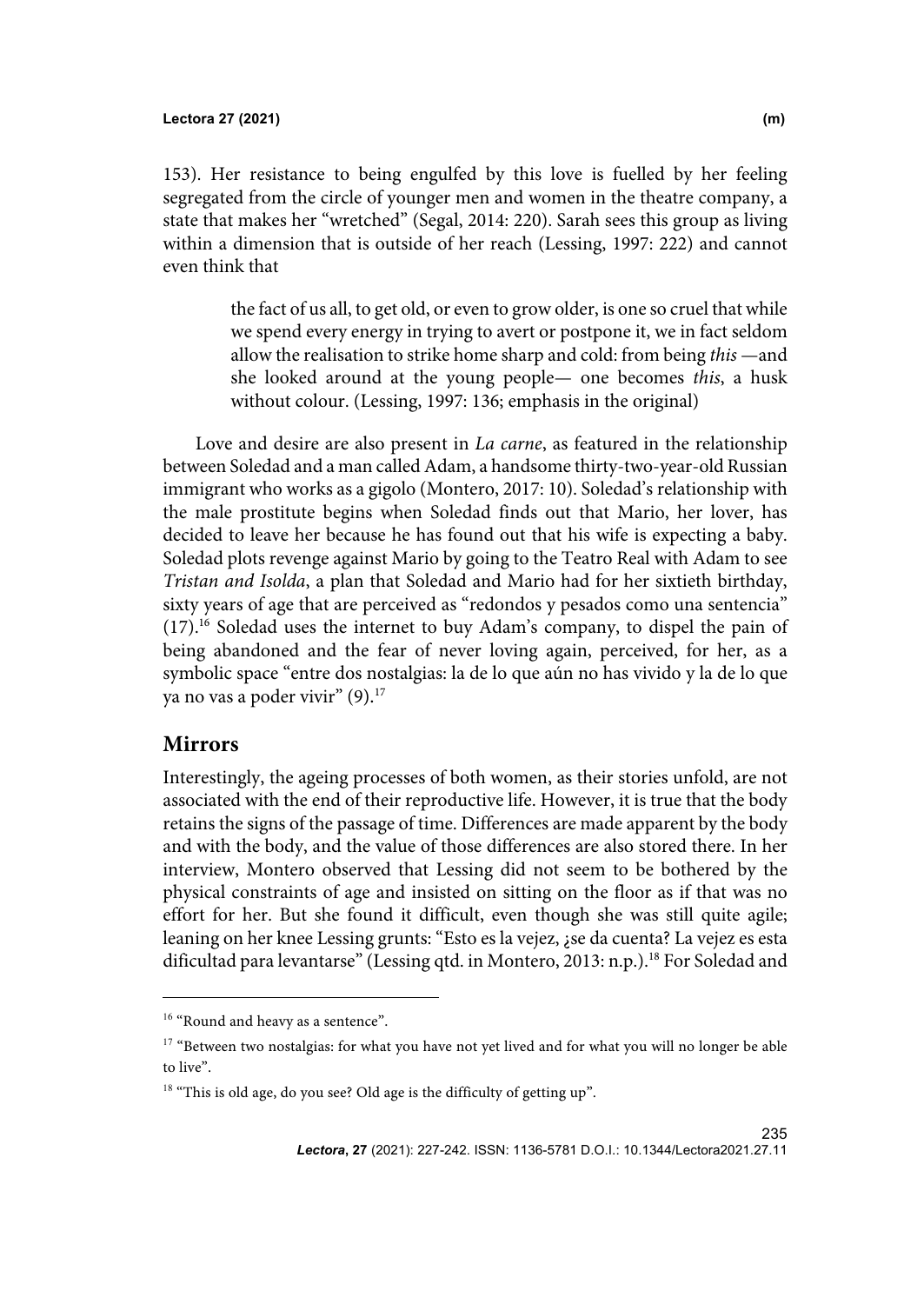153). Her resistance to being engulfed by this love is fuelled by her feeling segregated from the circle of younger men and women in the theatre company, a state that makes her "wretched" (Segal, 2014: 220). Sarah sees this group as living within a dimension that is outside of her reach (Lessing, 1997: 222) and cannot even think that

> the fact of us all, to get old, or even to grow older, is one so cruel that while we spend every energy in trying to avert or postpone it, we in fact seldom allow the realisation to strike home sharp and cold: from being *this* —and she looked around at the young people— one becomes *this*, a husk without colour. (Lessing, 1997: 136; emphasis in the original)

Love and desire are also present in *La carne*, as featured in the relationship between Soledad and a man called Adam, a handsome thirty-two-year-old Russian immigrant who works as a gigolo (Montero, 2017: 10). Soledad's relationship with the male prostitute begins when Soledad finds out that Mario, her lover, has decided to leave her because he has found out that his wife is expecting a baby. Soledad plots revenge against Mario by going to the Teatro Real with Adam to see *Tristan and Isolda*, a plan that Soledad and Mario had for her sixtieth birthday, sixty years of age that are perceived as "redondos y pesados como una sentencia" (17).[16] Soledad uses the internet to buy Adam's company, to dispel the pain of being abandoned and the fear of never loving again, perceived, for her, as a symbolic space "entre dos nostalgias: la de lo que aún no has vivido y la de lo que ya no vas a poder vivir" (9).[17]

## Mirrors

Interestingly, the ageing processes of both women, as their stories unfold, are not associated with the end of their reproductive life. However, it is true that the body retains the signs of the passage of time. Differences are made apparent by the body and with the body, and the value of those differences are also stored there. In her interview, Montero observed that Lessing did not seem to be bothered by the physical constraints of age and insisted on sitting on the floor as if that was no effort for her. But she found it difficult, even though she was still quite agile; leaning on her knee Lessing grunts: "Esto es la vejez, ¿se da cuenta? La vejez es esta dificultad para levantarse" (Lessing qtd. in Montero, 2013: n.p.).[18] For Soledad and

---

[16] "Round and heavy as a sentence".

[17] "Between two nostalgias: for what you have not yet lived and for what you will no longer be able to live".

[18] "This is old age, do you see? Old age is the difficulty of getting up".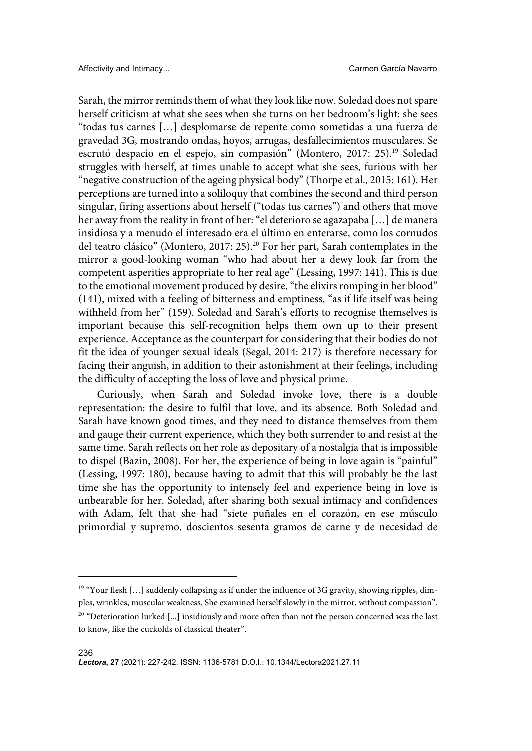Sarah, the mirror reminds them of what they look like now. Soledad does not spare herself criticism at what she sees when she turns on her bedroom's light: she sees "todas tus carnes […] desplomarse de repente como sometidas a una fuerza de gravedad 3G, mostrando ondas, hoyos, arrugas, desfallecimientos musculares. Se escrutó despacio en el espejo, sin compasión" (Montero, 2017: 25).[19] Soledad struggles with herself, at times unable to accept what she sees, furious with her "negative construction of the ageing physical body" (Thorpe et al., 2015: 161). Her perceptions are turned into a soliloquy that combines the second and third person singular, firing assertions about herself ("todas tus carnes") and others that move her away from the reality in front of her: "el deterioro se agazapaba […] de manera insidiosa y a menudo el interesado era el último en enterarse, como los cornudos del teatro clásico" (Montero, 2017: 25).[20] For her part, Sarah contemplates in the mirror a good-looking woman "who had about her a dewy look far from the competent asperities appropriate to her real age" (Lessing, 1997: 141). This is due to the emotional movement produced by desire, "the elixirs romping in her blood" (141), mixed with a feeling of bitterness and emptiness, "as if life itself was being withheld from her" (159). Soledad and Sarah's efforts to recognise themselves is important because this self-recognition helps them own up to their present experience. Acceptance as the counterpart for considering that their bodies do not fit the idea of younger sexual ideals (Segal, 2014: 217) is therefore necessary for facing their anguish, in addition to their astonishment at their feelings, including the difficulty of accepting the loss of love and physical prime.

Curiously, when Sarah and Soledad invoke love, there is a double representation: the desire to fulfil that love, and its absence. Both Soledad and Sarah have known good times, and they need to distance themselves from them and gauge their current experience, which they both surrender to and resist at the same time. Sarah reflects on her role as depositary of a nostalgia that is impossible to dispel (Bazin, 2008). For her, the experience of being in love again is "painful" (Lessing, 1997: 180), because having to admit that this will probably be the last time she has the opportunity to intensely feel and experience being in love is unbearable for her. Soledad, after sharing both sexual intimacy and confidences with Adam, felt that she had "siete puñales en el corazón, en ese músculo primordial y supremo, doscientos sesenta gramos de carne y de necesidad de

---

[19] "Your flesh […] suddenly collapsing as if under the influence of 3G gravity, showing ripples, dimples, wrinkles, muscular weakness. She examined herself slowly in the mirror, without compassion".

[20] "Deterioration lurked [...] insidiously and more often than not the person concerned was the last to know, like the cuckolds of classical theater".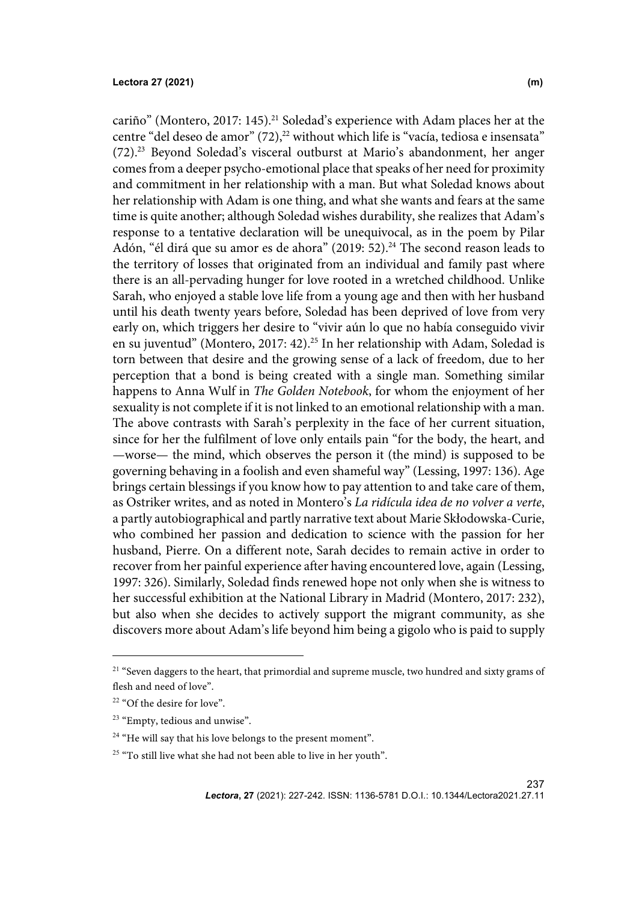cariño" (Montero, 2017: 145).[21] Soledad's experience with Adam places her at the centre "del deseo de amor" (72),[22] without which life is "vacía, tediosa e insensata" (72).[23] Beyond Soledad's visceral outburst at Mario's abandonment, her anger comes from a deeper psycho-emotional place that speaks of her need for proximity and commitment in her relationship with a man. But what Soledad knows about her relationship with Adam is one thing, and what she wants and fears at the same time is quite another; although Soledad wishes durability, she realizes that Adam's response to a tentative declaration will be unequivocal, as in the poem by Pilar Adón, "él dirá que su amor es de ahora" (2019: 52).[24] The second reason leads to the territory of losses that originated from an individual and family past where there is an all-pervading hunger for love rooted in a wretched childhood. Unlike Sarah, who enjoyed a stable love life from a young age and then with her husband until his death twenty years before, Soledad has been deprived of love from very early on, which triggers her desire to "vivir aún lo que no había conseguido vivir en su juventud" (Montero, 2017: 42).[25] In her relationship with Adam, Soledad is torn between that desire and the growing sense of a lack of freedom, due to her perception that a bond is being created with a single man. Something similar happens to Anna Wulf in *The Golden Notebook*, for whom the enjoyment of her sexuality is not complete if it is not linked to an emotional relationship with a man. The above contrasts with Sarah's perplexity in the face of her current situation, since for her the fulfilment of love only entails pain "for the body, the heart, and —worse— the mind, which observes the person it (the mind) is supposed to be governing behaving in a foolish and even shameful way" (Lessing, 1997: 136). Age brings certain blessings if you know how to pay attention to and take care of them, as Ostriker writes, and as noted in Montero's *La ridícula idea de no volver a verte*, a partly autobiographical and partly narrative text about Marie Skłodowska-Curie, who combined her passion and dedication to science with the passion for her husband, Pierre. On a different note, Sarah decides to remain active in order to recover from her painful experience after having encountered love, again (Lessing, 1997: 326). Similarly, Soledad finds renewed hope not only when she is witness to her successful exhibition at the National Library in Madrid (Montero, 2017: 232), but also when she decides to actively support the migrant community, as she discovers more about Adam's life beyond him being a gigolo who is paid to supply

---

[21] "Seven daggers to the heart, that primordial and supreme muscle, two hundred and sixty grams of flesh and need of love".

[22] "Of the desire for love".

[23] "Empty, tedious and unwise".

[24] "He will say that his love belongs to the present moment".

[25] "To still live what she had not been able to live in her youth".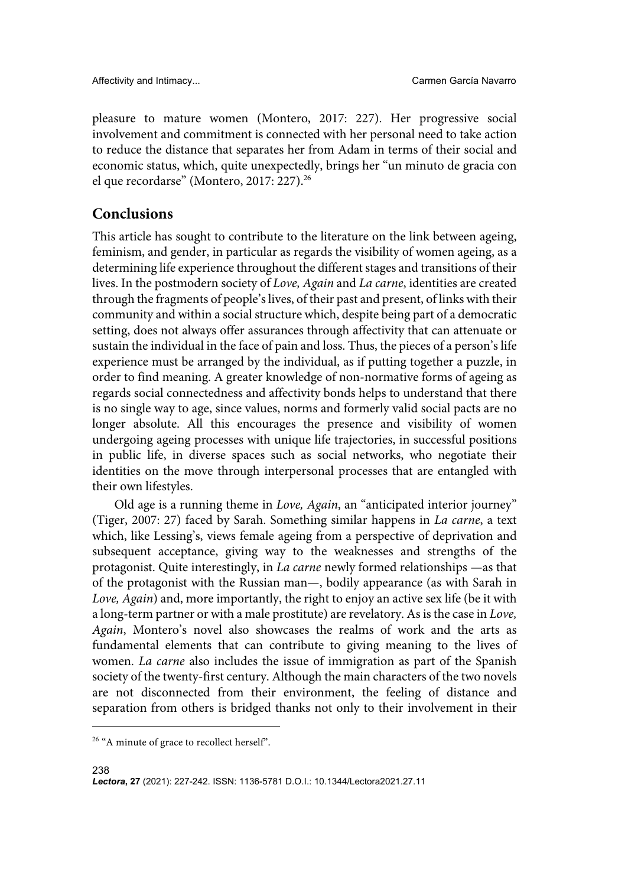pleasure to mature women (Montero, 2017: 227). Her progressive social involvement and commitment is connected with her personal need to take action to reduce the distance that separates her from Adam in terms of their social and economic status, which, quite unexpectedly, brings her "un minuto de gracia con el que recordarse" (Montero, 2017: 227).[26]

## Conclusions

This article has sought to contribute to the literature on the link between ageing, feminism, and gender, in particular as regards the visibility of women ageing, as a determining life experience throughout the different stages and transitions of their lives. In the postmodern society of *Love, Again* and *La carne*, identities are created through the fragments of people's lives, of their past and present, of links with their community and within a social structure which, despite being part of a democratic setting, does not always offer assurances through affectivity that can attenuate or sustain the individual in the face of pain and loss. Thus, the pieces of a person's life experience must be arranged by the individual, as if putting together a puzzle, in order to find meaning. A greater knowledge of non-normative forms of ageing as regards social connectedness and affectivity bonds helps to understand that there is no single way to age, since values, norms and formerly valid social pacts are no longer absolute. All this encourages the presence and visibility of women undergoing ageing processes with unique life trajectories, in successful positions in public life, in diverse spaces such as social networks, who negotiate their identities on the move through interpersonal processes that are entangled with their own lifestyles.

Old age is a running theme in *Love, Again*, an "anticipated interior journey" (Tiger, 2007: 27) faced by Sarah. Something similar happens in *La carne*, a text which, like Lessing's, views female ageing from a perspective of deprivation and subsequent acceptance, giving way to the weaknesses and strengths of the protagonist. Quite interestingly, in *La carne* newly formed relationships —as that of the protagonist with the Russian man—, bodily appearance (as with Sarah in *Love, Again*) and, more importantly, the right to enjoy an active sex life (be it with a long-term partner or with a male prostitute) are revelatory. As is the case in *Love, Again*, Montero's novel also showcases the realms of work and the arts as fundamental elements that can contribute to giving meaning to the lives of women. *La carne* also includes the issue of immigration as part of the Spanish society of the twenty-first century. Although the main characters of the two novels are not disconnected from their environment, the feeling of distance and separation from others is bridged thanks not only to their involvement in their

[26] "A minute of grace to recollect herself".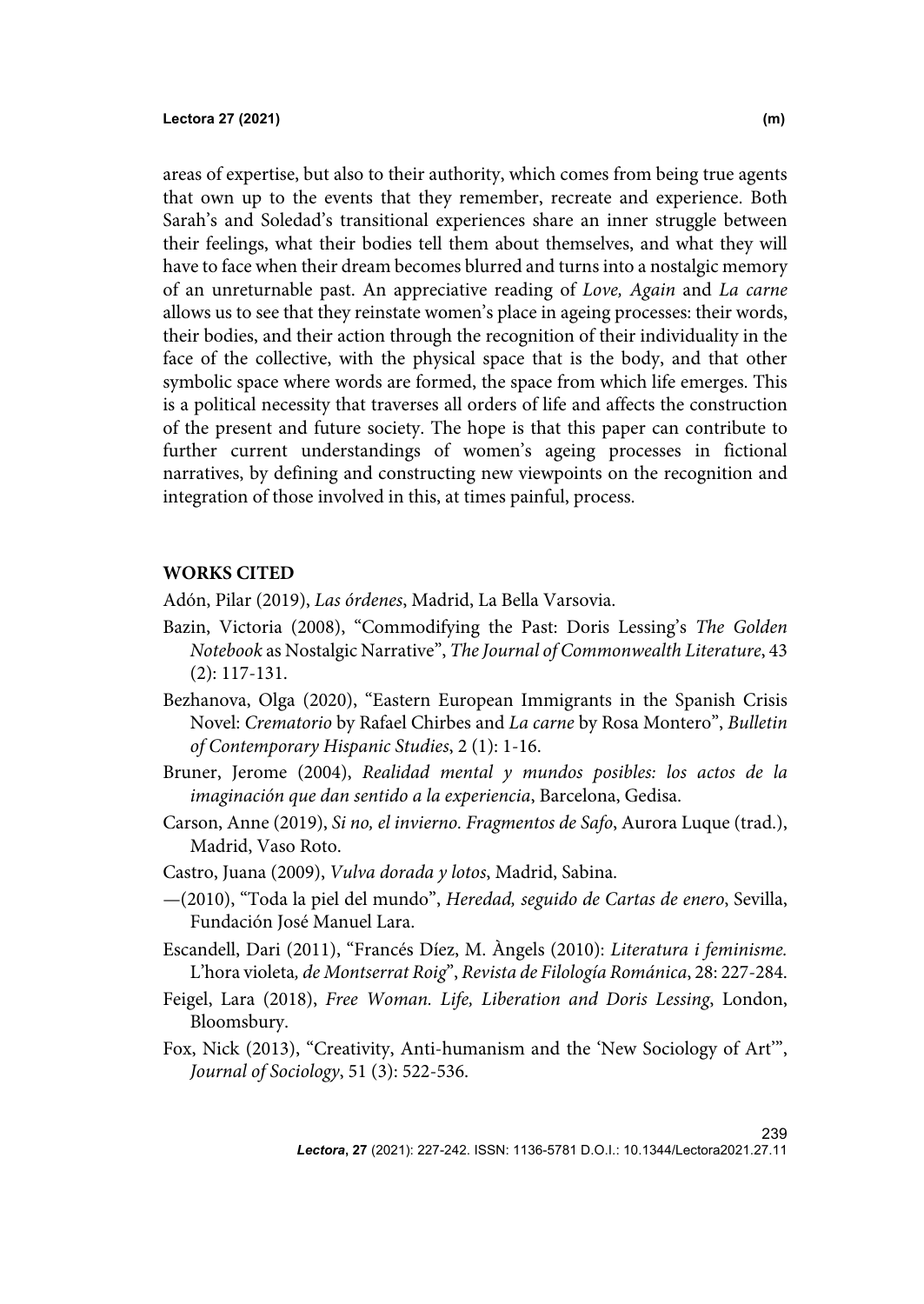areas of expertise, but also to their authority, which comes from being true agents that own up to the events that they remember, recreate and experience. Both Sarah's and Soledad's transitional experiences share an inner struggle between their feelings, what their bodies tell them about themselves, and what they will have to face when their dream becomes blurred and turns into a nostalgic memory of an unreturnable past. An appreciative reading of *Love, Again* and *La carne* allows us to see that they reinstate women's place in ageing processes: their words, their bodies, and their action through the recognition of their individuality in the face of the collective, with the physical space that is the body, and that other symbolic space where words are formed, the space from which life emerges. This is a political necessity that traverses all orders of life and affects the construction of the present and future society. The hope is that this paper can contribute to further current understandings of women's ageing processes in fictional narratives, by defining and constructing new viewpoints on the recognition and integration of those involved in this, at times painful, process.

## WORKS CITED

Adón, Pilar (2019), *Las órdenes*, Madrid, La Bella Varsovia.

Bazin, Victoria (2008), "Commodifying the Past: Doris Lessing's *The Golden Notebook* as Nostalgic Narrative", *The Journal of Commonwealth Literature*, 43 (2): 117-131.

Bezhanova, Olga (2020), "Eastern European Immigrants in the Spanish Crisis Novel: *Crematorio* by Rafael Chirbes and *La carne* by Rosa Montero", *Bulletin of Contemporary Hispanic Studies*, 2 (1): 1-16.

Bruner, Jerome (2004), *Realidad mental y mundos posibles: los actos de la imaginación que dan sentido a la experiencia*, Barcelona, Gedisa.

Carson, Anne (2019), *Si no, el invierno. Fragmentos de Safo*, Aurora Luque (trad.), Madrid, Vaso Roto.

Castro, Juana (2009), *Vulva dorada y lotos*, Madrid, Sabina.

—(2010), "Toda la piel del mundo", *Heredad, seguido de Cartas de enero*, Sevilla, Fundación José Manuel Lara.

Escandell, Dari (2011), "Francés Díez, M. Àngels (2010): *Literatura i feminisme.* L'hora violeta*, de Montserrat Roig*", *Revista de Filología Románica*, 28: 227-284.

Feigel, Lara (2018), *Free Woman. Life, Liberation and Doris Lessing*, London, Bloomsbury.

Fox, Nick (2013), "Creativity, Anti-humanism and the 'New Sociology of Art'", *Journal of Sociology*, 51 (3): 522-536.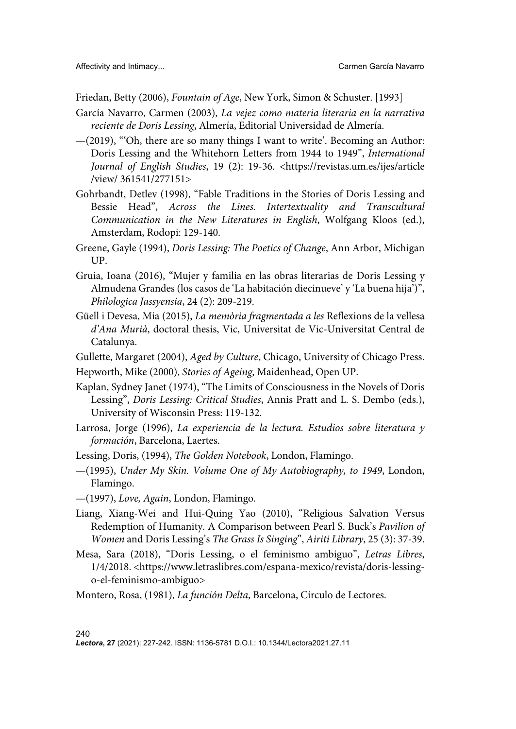Friedan, Betty (2006), *Fountain of Age*, New York, Simon & Schuster. [1993]

García Navarro, Carmen (2003), *La vejez como materia literaria en la narrativa reciente de Doris Lessing*, Almería, Editorial Universidad de Almería.

—(2019), "'Oh, there are so many things I want to write'. Becoming an Author: Doris Lessing and the Whitehorn Letters from 1944 to 1949", *International Journal of English Studies*, 19 (2): 19-36. <https://revistas.um.es/ijes/article /view/ 361541/277151>

Gohrbandt, Detlev (1998), "Fable Traditions in the Stories of Doris Lessing and Bessie Head", *Across the Lines. Intertextuality and Transcultural Communication in the New Literatures in English*, Wolfgang Kloos (ed.), Amsterdam, Rodopi: 129-140.

Greene, Gayle (1994), *Doris Lessing: The Poetics of Change*, Ann Arbor, Michigan UP.

Gruia, Ioana (2016), "Mujer y familia en las obras literarias de Doris Lessing y Almudena Grandes (los casos de 'La habitación diecinueve' y 'La buena hija')", *Philologica Jassyensia*, 24 (2): 209-219.

Güell i Devesa, Mia (2015), *La memòria fragmentada a les* Reflexions de la vellesa *d'Ana Murià*, doctoral thesis, Vic, Universitat de Vic-Universitat Central de Catalunya.

Gullette, Margaret (2004), *Aged by Culture*, Chicago, University of Chicago Press.

Hepworth, Mike (2000), *Stories of Ageing*, Maidenhead, Open UP.

Kaplan, Sydney Janet (1974), "The Limits of Consciousness in the Novels of Doris Lessing", *Doris Lessing: Critical Studies*, Annis Pratt and L. S. Dembo (eds.), University of Wisconsin Press: 119-132.

Larrosa, Jorge (1996), *La experiencia de la lectura. Estudios sobre literatura y formación*, Barcelona, Laertes.

Lessing, Doris, (1994), *The Golden Notebook*, London, Flamingo.

—(1995), *Under My Skin. Volume One of My Autobiography, to 1949*, London, Flamingo.

—(1997), *Love, Again*, London, Flamingo.

Liang, Xiang-Wei and Hui-Quing Yao (2010), "Religious Salvation Versus Redemption of Humanity. A Comparison between Pearl S. Buck's *Pavilion of Women* and Doris Lessing's *The Grass Is Singing*", *Airiti Library*, 25 (3): 37-39.

Mesa, Sara (2018), "Doris Lessing, o el feminismo ambiguo", *Letras Libres*, 1/4/2018. <https://www.letraslibres.com/espana-mexico/revista/doris-lessing-o-el-feminismo-ambiguo>

Montero, Rosa, (1981), *La función Delta*, Barcelona, Círculo de Lectores.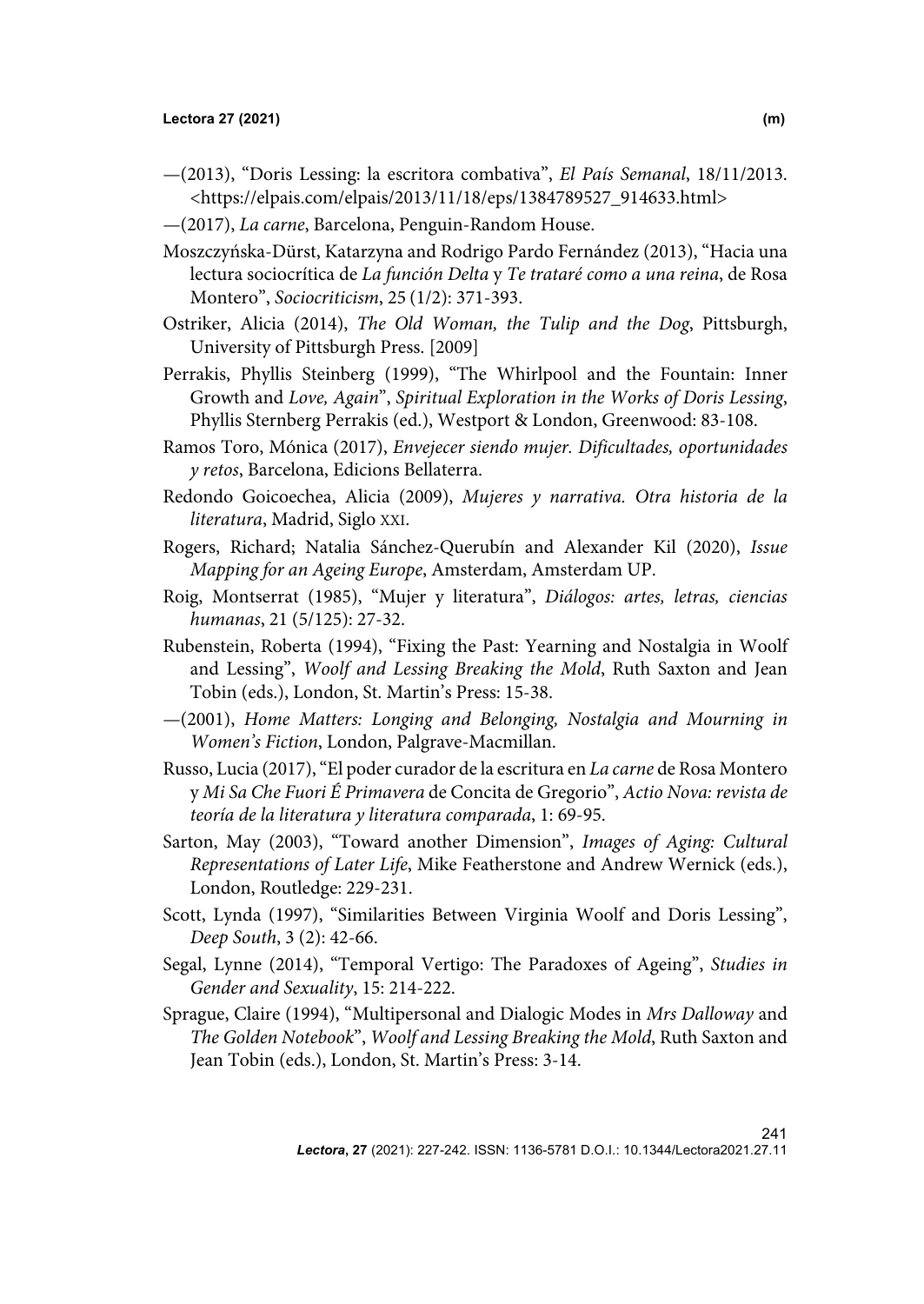—(2013), “Doris Lessing: la escritora combativa”, *El País Semanal*, 18/11/2013. <https://elpais.com/elpais/2013/11/18/eps/1384789527_914633.html>

—(2017), *La carne*, Barcelona, Penguin-Random House.

Moszczyńska-Dürst, Katarzyna and Rodrigo Pardo Fernández (2013), “Hacia una lectura sociocrítica de *La función Delta* y *Te trataré como a una reina*, de Rosa Montero”, *Sociocriticism*, 25 (1/2): 371-393.

Ostriker, Alicia (2014), *The Old Woman, the Tulip and the Dog*, Pittsburgh, University of Pittsburgh Press. [2009]

Perrakis, Phyllis Steinberg (1999), “The Whirlpool and the Fountain: Inner Growth and *Love, Again*”, *Spiritual Exploration in the Works of Doris Lessing*, Phyllis Sternberg Perrakis (ed.), Westport & London, Greenwood: 83-108.

Ramos Toro, Mónica (2017), *Envejecer siendo mujer. Dificultades, oportunidades y retos*, Barcelona, Edicions Bellaterra.

Redondo Goicoechea, Alicia (2009), *Mujeres y narrativa. Otra historia de la literatura*, Madrid, Siglo XXI.

Rogers, Richard; Natalia Sánchez-Querubín and Alexander Kil (2020), *Issue Mapping for an Ageing Europe*, Amsterdam, Amsterdam UP.

Roig, Montserrat (1985), “Mujer y literatura”, *Diálogos: artes, letras, ciencias humanas*, 21 (5/125): 27-32.

Rubenstein, Roberta (1994), “Fixing the Past: Yearning and Nostalgia in Woolf and Lessing”, *Woolf and Lessing Breaking the Mold*, Ruth Saxton and Jean Tobin (eds.), London, St. Martin’s Press: 15-38.

—(2001), *Home Matters: Longing and Belonging, Nostalgia and Mourning in Women’s Fiction*, London, Palgrave-Macmillan.

Russo, Lucia (2017), “El poder curador de la escritura en *La carne* de Rosa Montero y *Mi Sa Che Fuori É Primavera* de Concita de Gregorio”, *Actio Nova: revista de teoría de la literatura y literatura comparada*, 1: 69-95.

Sarton, May (2003), “Toward another Dimension”, *Images of Aging: Cultural Representations of Later Life*, Mike Featherstone and Andrew Wernick (eds.), London, Routledge: 229-231.

Scott, Lynda (1997), “Similarities Between Virginia Woolf and Doris Lessing”, *Deep South*, 3 (2): 42-66.

Segal, Lynne (2014), “Temporal Vertigo: The Paradoxes of Ageing”, *Studies in Gender and Sexuality*, 15: 214-222.

Sprague, Claire (1994), “Multipersonal and Dialogic Modes in *Mrs Dalloway* and *The Golden Notebook*”, *Woolf and Lessing Breaking the Mold*, Ruth Saxton and Jean Tobin (eds.), London, St. Martin’s Press: 3-14.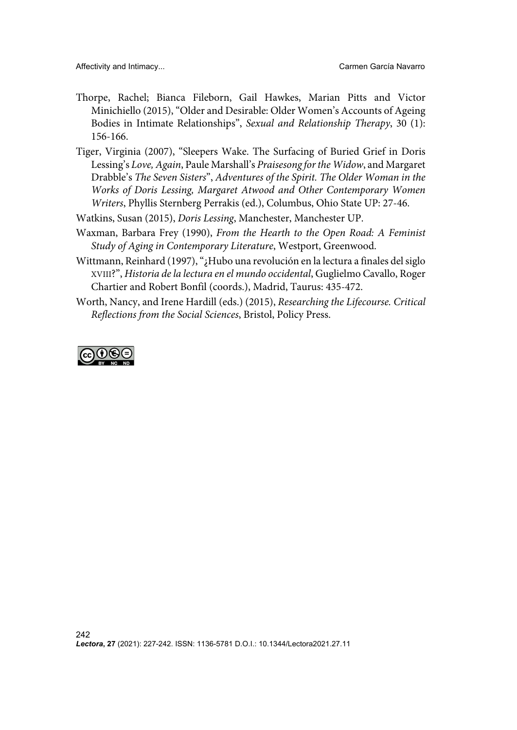Thorpe, Rachel; Bianca Fileborn, Gail Hawkes, Marian Pitts and Victor Minichiello (2015), "Older and Desirable: Older Women's Accounts of Ageing Bodies in Intimate Relationships", *Sexual and Relationship Therapy*, 30 (1): 156-166.

Tiger, Virginia (2007), "Sleepers Wake. The Surfacing of Buried Grief in Doris Lessing's *Love, Again*, Paule Marshall's *Praisesong for the Widow*, and Margaret Drabble's *The Seven Sisters*", *Adventures of the Spirit. The Older Woman in the Works of Doris Lessing, Margaret Atwood and Other Contemporary Women Writers*, Phyllis Sternberg Perrakis (ed.), Columbus, Ohio State UP: 27-46.

Watkins, Susan (2015), *Doris Lessing*, Manchester, Manchester UP.

Waxman, Barbara Frey (1990), *From the Hearth to the Open Road: A Feminist Study of Aging in Contemporary Literature*, Westport, Greenwood.

Wittmann, Reinhard (1997), "¿Hubo una revolución en la lectura a finales del siglo XVIII?", *Historia de la lectura en el mundo occidental*, Guglielmo Cavallo, Roger Chartier and Robert Bonfil (coords.), Madrid, Taurus: 435-472.

Worth, Nancy, and Irene Hardill (eds.) (2015), *Researching the Lifecourse. Critical Reflections from the Social Sciences*, Bristol, Policy Press.